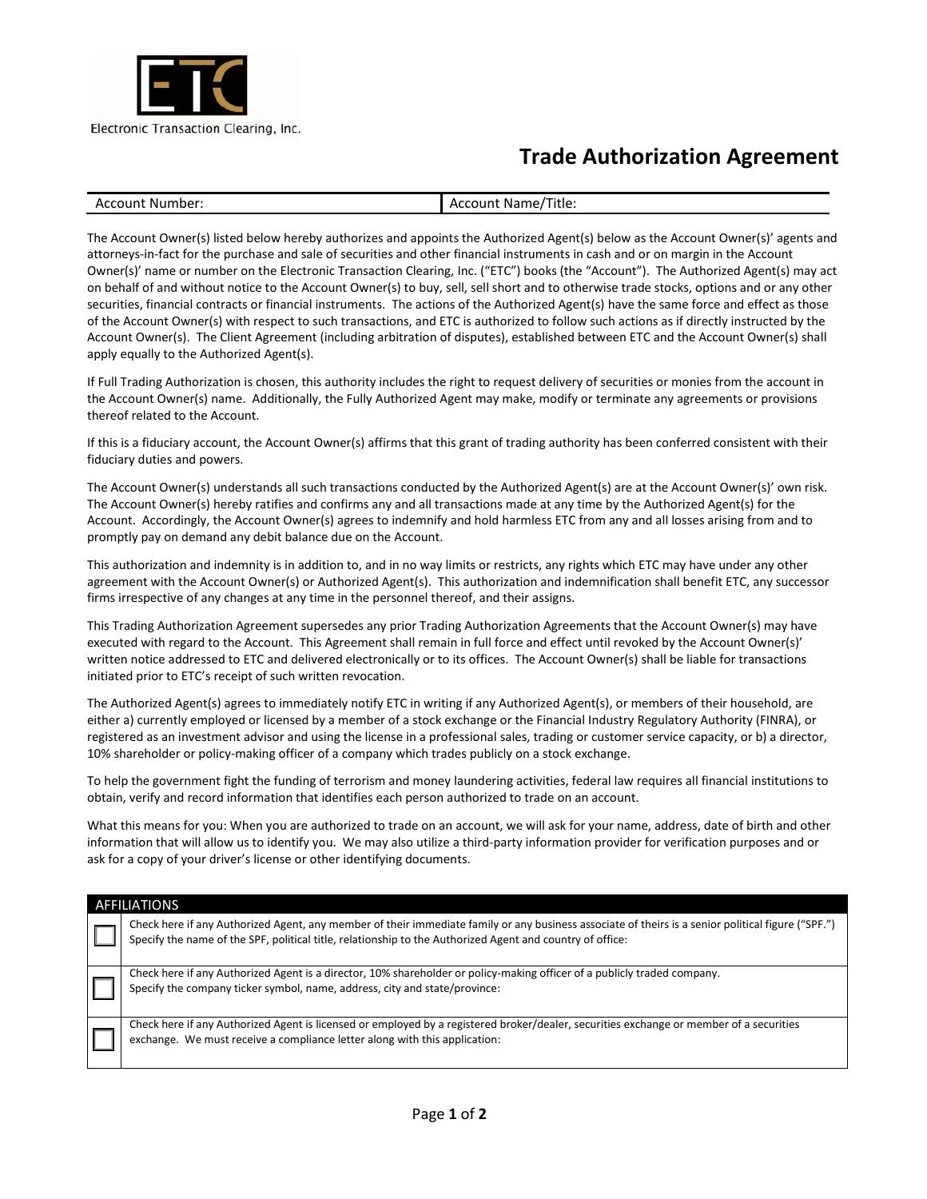Electronic Transaction Clearing, Inc.

# Trade Authorization Agreement

| Account Number: | Account Name/Title: |
| --- | --- |

The Account Owner(s) listed below hereby authorizes and appoints the Authorized Agent(s) below as the Account Owner(s)' agents and attorneys-in-fact for the purchase and sale of securities and other financial instruments in cash and or on margin in the Account Owner(s)' name or number on the Electronic Transaction Clearing, Inc. ("ETC") books (the "Account"). The Authorized Agent(s) may act on behalf of and without notice to the Account Owner(s) to buy, sell, sell short and to otherwise trade stocks, options and or any other securities, financial contracts or financial instruments. The actions of the Authorized Agent(s) have the same force and effect as those of the Account Owner(s) with respect to such transactions, and ETC is authorized to follow such actions as if directly instructed by the Account Owner(s). The Client Agreement (including arbitration of disputes), established between ETC and the Account Owner(s) shall apply equally to the Authorized Agent(s).

If Full Trading Authorization is chosen, this authority includes the right to request delivery of securities or monies from the account in the Account Owner(s) name. Additionally, the Fully Authorized Agent may make, modify or terminate any agreements or provisions thereof related to the Account.

If this is a fiduciary account, the Account Owner(s) affirms that this grant of trading authority has been conferred consistent with their fiduciary duties and powers.

The Account Owner(s) understands all such transactions conducted by the Authorized Agent(s) are at the Account Owner(s)' own risk. The Account Owner(s) hereby ratifies and confirms any and all transactions made at any time by the Authorized Agent(s) for the Account. Accordingly, the Account Owner(s) agrees to indemnify and hold harmless ETC from any and all losses arising from and to promptly pay on demand any debit balance due on the Account.

This authorization and indemnity is in addition to, and in no way limits or restricts, any rights which ETC may have under any other agreement with the Account Owner(s) or Authorized Agent(s). This authorization and indemnification shall benefit ETC, any successor firms irrespective of any changes at any time in the personnel thereof, and their assigns.

This Trading Authorization Agreement supersedes any prior Trading Authorization Agreements that the Account Owner(s) may have executed with regard to the Account. This Agreement shall remain in full force and effect until revoked by the Account Owner(s)' written notice addressed to ETC and delivered electronically or to its offices. The Account Owner(s) shall be liable for transactions initiated prior to ETC's receipt of such written revocation.

The Authorized Agent(s) agrees to immediately notify ETC in writing if any Authorized Agent(s), or members of their household, are either a) currently employed or licensed by a member of a stock exchange or the Financial Industry Regulatory Authority (FINRA), or registered as an investment advisor and using the license in a professional sales, trading or customer service capacity, or b) a director, 10% shareholder or policy-making officer of a company which trades publicly on a stock exchange.

To help the government fight the funding of terrorism and money laundering activities, federal law requires all financial institutions to obtain, verify and record information that identifies each person authorized to trade on an account.

What this means for you: When you are authorized to trade on an account, we will ask for your name, address, date of birth and other information that will allow us to identify you. We may also utilize a third-party information provider for verification purposes and or ask for a copy of your driver's license or other identifying documents.

| AFFILIATIONS | |
| --- | --- |
| ☐ | Check here if any Authorized Agent, any member of their immediate family or any business associate of theirs is a senior political figure ("SPF.") Specify the name of the SPF, political title, relationship to the Authorized Agent and country of office: |
| ☐ | Check here if any Authorized Agent is a director, 10% shareholder or policy-making officer of a publicly traded company. Specify the company ticker symbol, name, address, city and state/province: |
| ☐ | Check here if any Authorized Agent is licensed or employed by a registered broker/dealer, securities exchange or member of a securities exchange. We must receive a compliance letter along with this application: |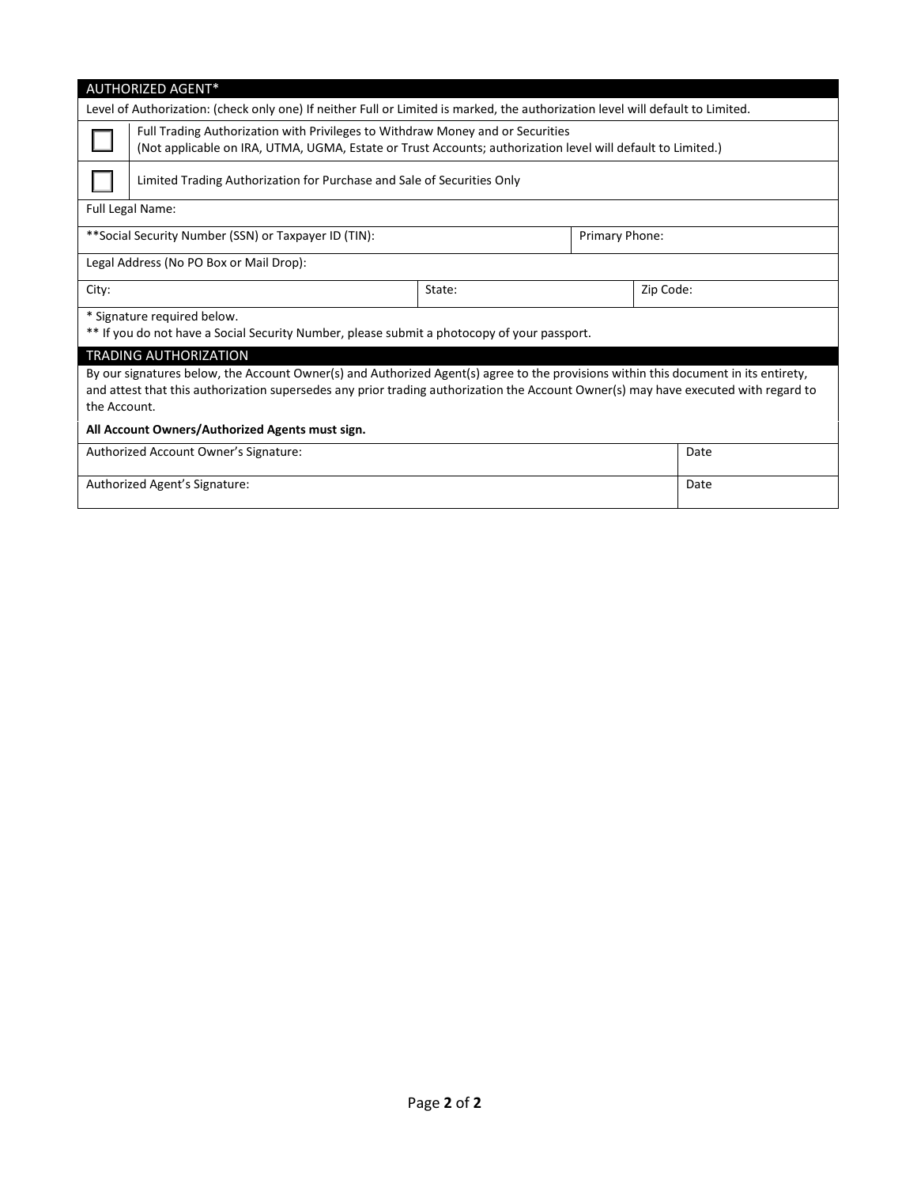## AUTHORIZED AGENT*

Level of Authorization: (check only one) If neither Full or Limited is marked, the authorization level will default to Limited.

| | |
|---|---|
| ☐ | Full Trading Authorization with Privileges to Withdraw Money and or Securities<br>(Not applicable on IRA, UTMA, UGMA, Estate or Trust Accounts; authorization level will default to Limited.) |
| ☐ | Limited Trading Authorization for Purchase and Sale of Securities Only |

| | | |
|---|---|---|
| Full Legal Name: | | |
| **Social Security Number (SSN) or Taxpayer ID (TIN): | | Primary Phone: |
| Legal Address (No PO Box or Mail Drop): | | |
| City: | State: | Zip Code: |

\* Signature required below.
** If you do not have a Social Security Number, please submit a photocopy of your passport.

## TRADING AUTHORIZATION

By our signatures below, the Account Owner(s) and Authorized Agent(s) agree to the provisions within this document in its entirety, and attest that this authorization supersedes any prior trading authorization the Account Owner(s) may have executed with regard to the Account.

**All Account Owners/Authorized Agents must sign.**

| | |
|---|---|
| Authorized Account Owner's Signature: | Date |
| Authorized Agent's Signature: | Date |